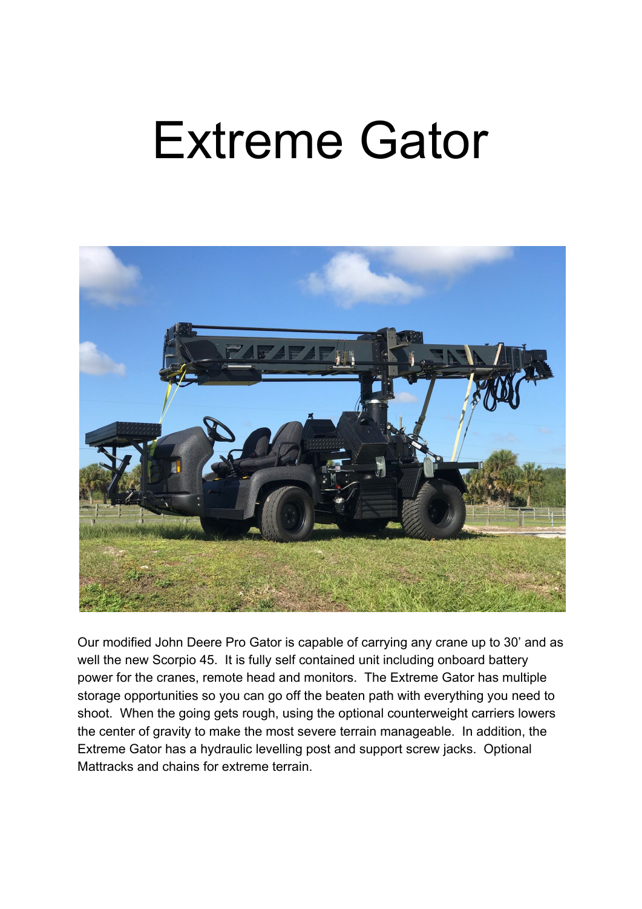# Extreme Gator

Our modified John Deere Pro Gator is capable of carrying any crane up to 30' and as well the new Scorpio 45. It is fully self contained unit including onboard battery power for the cranes, remote head and monitors. The Extreme Gator has multiple storage opportunities so you can go off the beaten path with everything you need to shoot. When the going gets rough, using the optional counterweight carriers lowers the center of gravity to make the most severe terrain manageable. In addition, the Extreme Gator has a hydraulic levelling post and support screw jacks. Optional Mattracks and chains for extreme terrain.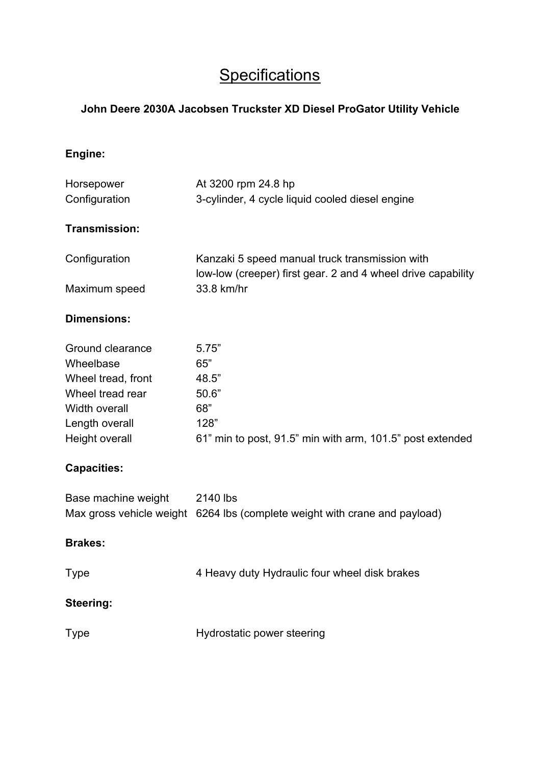# Specifications

**John Deere 2030A Jacobsen Truckster XD Diesel ProGator Utility Vehicle**

**Engine:**

| | |
|---|---|
| Horsepower | At 3200 rpm 24.8 hp |
| Configuration | 3-cylinder, 4 cycle liquid cooled diesel engine |

**Transmission:**

| | |
|---|---|
| Configuration | Kanzaki 5 speed manual truck transmission with low-low (creeper) first gear. 2 and 4 wheel drive capability |
| Maximum speed | 33.8 km/hr |

**Dimensions:**

| | |
|---|---|
| Ground clearance | 5.75" |
| Wheelbase | 65" |
| Wheel tread, front | 48.5" |
| Wheel tread rear | 50.6" |
| Width overall | 68" |
| Length overall | 128" |
| Height overall | 61" min to post, 91.5" min with arm, 101.5" post extended |

**Capacities:**

| | |
|---|---|
| Base machine weight | 2140 lbs |
| Max gross vehicle weight | 6264 lbs (complete weight with crane and payload) |

**Brakes:**

| | |
|---|---|
| Type | 4 Heavy duty Hydraulic four wheel disk brakes |

**Steering:**

| | |
|---|---|
| Type | Hydrostatic power steering |